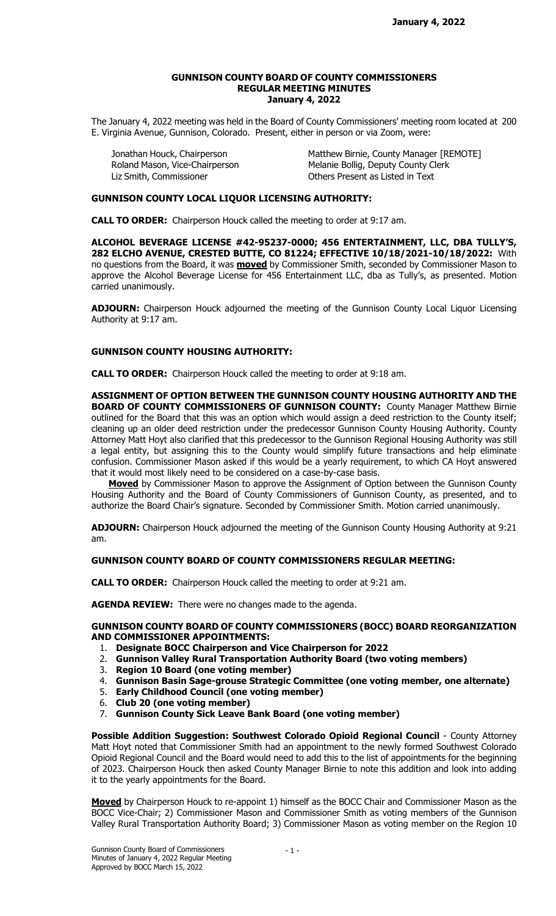# GUNNISON COUNTY BOARD OF COUNTY COMMISSIONERS
## REGULAR MEETING MINUTES
## January 4, 2022

The January 4, 2022 meeting was held in the Board of County Commissioners' meeting room located at 200 E. Virginia Avenue, Gunnison, Colorado. Present, either in person or via Zoom, were:

| | |
|---|---|
| Jonathan Houck, Chairperson | Matthew Birnie, County Manager [REMOTE] |
| Roland Mason, Vice-Chairperson | Melanie Bollig, Deputy County Clerk |
| Liz Smith, Commissioner | Others Present as Listed in Text |

### GUNNISON COUNTY LOCAL LIQUOR LICENSING AUTHORITY:

**CALL TO ORDER:** Chairperson Houck called the meeting to order at 9:17 am.

**ALCOHOL BEVERAGE LICENSE #42-95237-0000; 456 ENTERTAINMENT, LLC, DBA TULLY'S, 282 ELCHO AVENUE, CRESTED BUTTE, CO 81224; EFFECTIVE 10/18/2021-10/18/2022:** With no questions from the Board, it was **moved** by Commissioner Smith, seconded by Commissioner Mason to approve the Alcohol Beverage License for 456 Entertainment LLC, dba as Tully's, as presented. Motion carried unanimously.

**ADJOURN:** Chairperson Houck adjourned the meeting of the Gunnison County Local Liquor Licensing Authority at 9:17 am.

### GUNNISON COUNTY HOUSING AUTHORITY:

**CALL TO ORDER:** Chairperson Houck called the meeting to order at 9:18 am.

**ASSIGNMENT OF OPTION BETWEEN THE GUNNISON COUNTY HOUSING AUTHORITY AND THE BOARD OF COUNTY COMMISSIONERS OF GUNNISON COUNTY:** County Manager Matthew Birnie outlined for the Board that this was an option which would assign a deed restriction to the County itself; cleaning up an older deed restriction under the predecessor Gunnison County Housing Authority. County Attorney Matt Hoyt also clarified that this predecessor to the Gunnison Regional Housing Authority was still a legal entity, but assigning this to the County would simplify future transactions and help eliminate confusion. Commissioner Mason asked if this would be a yearly requirement, to which CA Hoyt answered that it would most likely need to be considered on a case-by-case basis.

**Moved** by Commissioner Mason to approve the Assignment of Option between the Gunnison County Housing Authority and the Board of County Commissioners of Gunnison County, as presented, and to authorize the Board Chair's signature. Seconded by Commissioner Smith. Motion carried unanimously.

**ADJOURN:** Chairperson Houck adjourned the meeting of the Gunnison County Housing Authority at 9:21 am.

### GUNNISON COUNTY BOARD OF COUNTY COMMISSIONERS REGULAR MEETING:

**CALL TO ORDER:** Chairperson Houck called the meeting to order at 9:21 am.

**AGENDA REVIEW:** There were no changes made to the agenda.

**GUNNISON COUNTY BOARD OF COUNTY COMMISSIONERS (BOCC) BOARD REORGANIZATION AND COMMISSIONER APPOINTMENTS:**

1. **Designate BOCC Chairperson and Vice Chairperson for 2022**
2. **Gunnison Valley Rural Transportation Authority Board (two voting members)**
3. **Region 10 Board (one voting member)**
4. **Gunnison Basin Sage-grouse Strategic Committee (one voting member, one alternate)**
5. **Early Childhood Council (one voting member)**
6. **Club 20 (one voting member)**
7. **Gunnison County Sick Leave Bank Board (one voting member)**

**Possible Addition Suggestion: Southwest Colorado Opioid Regional Council** - County Attorney Matt Hoyt noted that Commissioner Smith had an appointment to the newly formed Southwest Colorado Opioid Regional Council and the Board would need to add this to the list of appointments for the beginning of 2023. Chairperson Houck then asked County Manager Birnie to note this addition and look into adding it to the yearly appointments for the Board.

**Moved** by Chairperson Houck to re-appoint 1) himself as the BOCC Chair and Commissioner Mason as the BOCC Vice-Chair; 2) Commissioner Mason and Commissioner Smith as voting members of the Gunnison Valley Rural Transportation Authority Board; 3) Commissioner Mason as voting member on the Region 10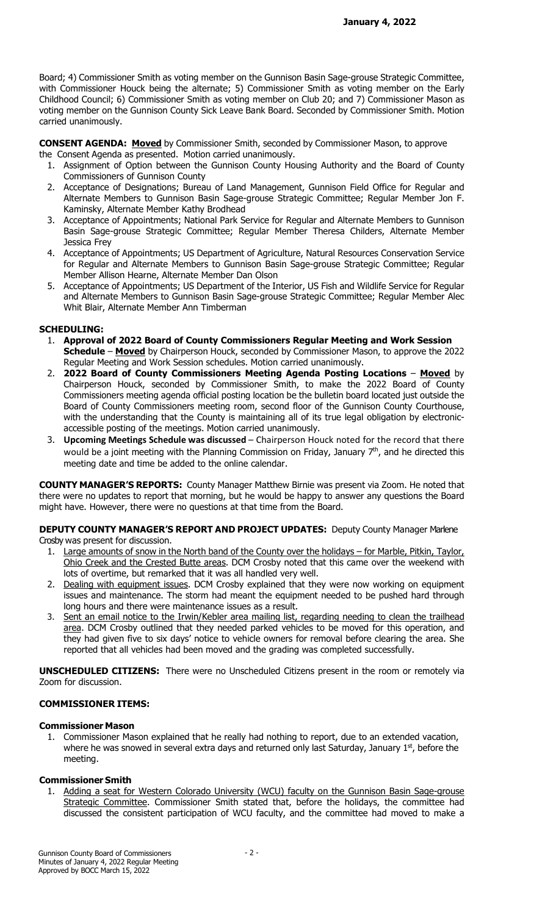Board; 4) Commissioner Smith as voting member on the Gunnison Basin Sage-grouse Strategic Committee, with Commissioner Houck being the alternate; 5) Commissioner Smith as voting member on the Early Childhood Council; 6) Commissioner Smith as voting member on Club 20; and 7) Commissioner Mason as voting member on the Gunnison County Sick Leave Bank Board. Seconded by Commissioner Smith. Motion carried unanimously.

**CONSENT AGENDA: Moved** by Commissioner Smith, seconded by Commissioner Mason, to approve the Consent Agenda as presented. Motion carried unanimously.

1. Assignment of Option between the Gunnison County Housing Authority and the Board of County Commissioners of Gunnison County
2. Acceptance of Designations; Bureau of Land Management, Gunnison Field Office for Regular and Alternate Members to Gunnison Basin Sage-grouse Strategic Committee; Regular Member Jon F. Kaminsky, Alternate Member Kathy Brodhead
3. Acceptance of Appointments; National Park Service for Regular and Alternate Members to Gunnison Basin Sage-grouse Strategic Committee; Regular Member Theresa Childers, Alternate Member Jessica Frey
4. Acceptance of Appointments; US Department of Agriculture, Natural Resources Conservation Service for Regular and Alternate Members to Gunnison Basin Sage-grouse Strategic Committee; Regular Member Allison Hearne, Alternate Member Dan Olson
5. Acceptance of Appointments; US Department of the Interior, US Fish and Wildlife Service for Regular and Alternate Members to Gunnison Basin Sage-grouse Strategic Committee; Regular Member Alec Whit Blair, Alternate Member Ann Timberman

**SCHEDULING:**

1. **Approval of 2022 Board of County Commissioners Regular Meeting and Work Session Schedule** – **Moved** by Chairperson Houck, seconded by Commissioner Mason, to approve the 2022 Regular Meeting and Work Session schedules. Motion carried unanimously.
2. **2022 Board of County Commissioners Meeting Agenda Posting Locations** – **Moved** by Chairperson Houck, seconded by Commissioner Smith, to make the 2022 Board of County Commissioners meeting agenda official posting location be the bulletin board located just outside the Board of County Commissioners meeting room, second floor of the Gunnison County Courthouse, with the understanding that the County is maintaining all of its true legal obligation by electronic-accessible posting of the meetings. Motion carried unanimously.
3. **Upcoming Meetings Schedule was discussed** – Chairperson Houck noted for the record that there would be a joint meeting with the Planning Commission on Friday, January 7th, and he directed this meeting date and time be added to the online calendar.

**COUNTY MANAGER'S REPORTS:** County Manager Matthew Birnie was present via Zoom. He noted that there were no updates to report that morning, but he would be happy to answer any questions the Board might have. However, there were no questions at that time from the Board.

**DEPUTY COUNTY MANAGER'S REPORT AND PROJECT UPDATES:** Deputy County Manager Marlene Crosby was present for discussion.

1. Large amounts of snow in the North band of the County over the holidays – for Marble, Pitkin, Taylor, Ohio Creek and the Crested Butte areas. DCM Crosby noted that this came over the weekend with lots of overtime, but remarked that it was all handled very well.
2. Dealing with equipment issues. DCM Crosby explained that they were now working on equipment issues and maintenance. The storm had meant the equipment needed to be pushed hard through long hours and there were maintenance issues as a result.
3. Sent an email notice to the Irwin/Kebler area mailing list, regarding needing to clean the trailhead area. DCM Crosby outlined that they needed parked vehicles to be moved for this operation, and they had given five to six days' notice to vehicle owners for removal before clearing the area. She reported that all vehicles had been moved and the grading was completed successfully.

**UNSCHEDULED CITIZENS:** There were no Unscheduled Citizens present in the room or remotely via Zoom for discussion.

**COMMISSIONER ITEMS:**

**Commissioner Mason**

1. Commissioner Mason explained that he really had nothing to report, due to an extended vacation, where he was snowed in several extra days and returned only last Saturday, January 1st, before the meeting.

**Commissioner Smith**

1. Adding a seat for Western Colorado University (WCU) faculty on the Gunnison Basin Sage-grouse Strategic Committee. Commissioner Smith stated that, before the holidays, the committee had discussed the consistent participation of WCU faculty, and the committee had moved to make a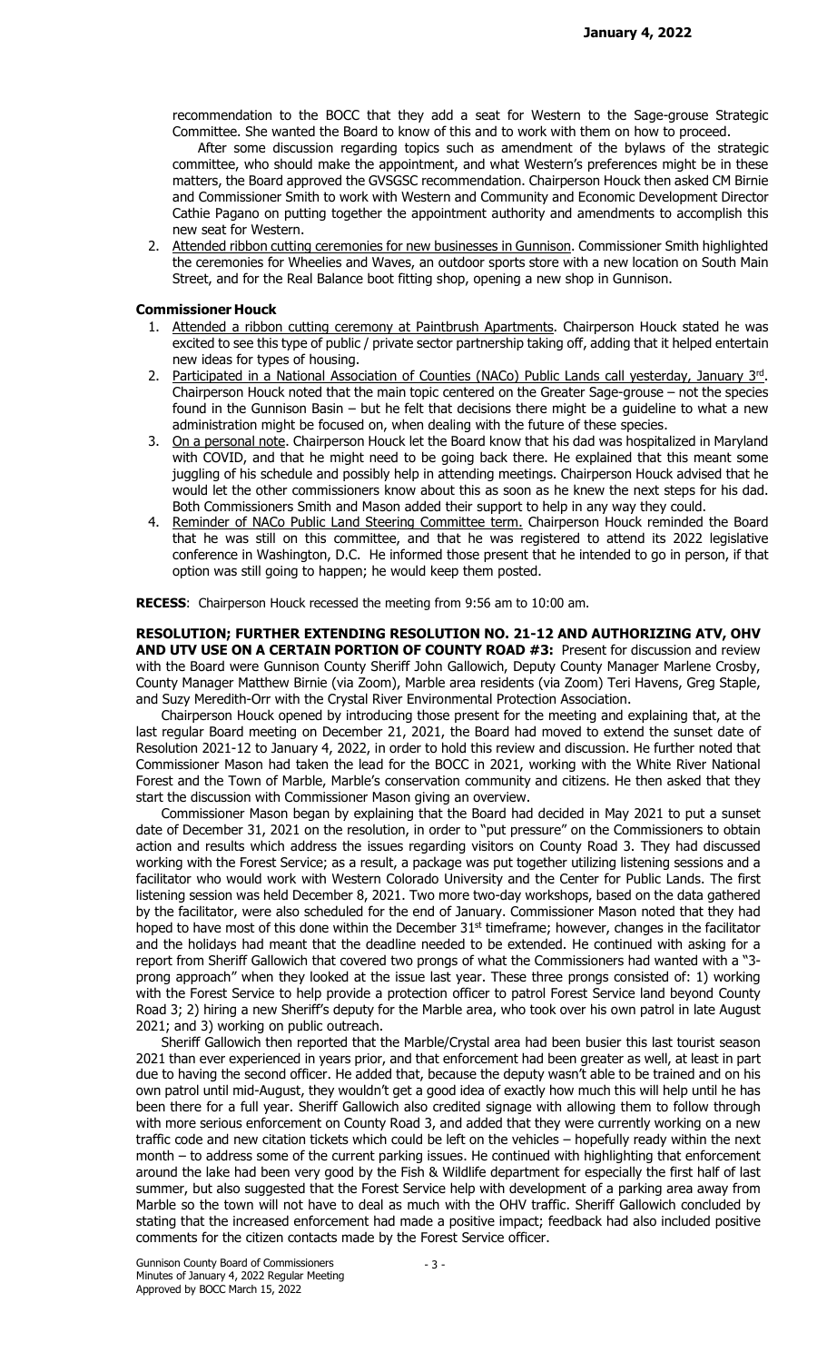recommendation to the BOCC that they add a seat for Western to the Sage-grouse Strategic Committee. She wanted the Board to know of this and to work with them on how to proceed.

After some discussion regarding topics such as amendment of the bylaws of the strategic committee, who should make the appointment, and what Western's preferences might be in these matters, the Board approved the GVSGSC recommendation. Chairperson Houck then asked CM Birnie and Commissioner Smith to work with Western and Community and Economic Development Director Cathie Pagano on putting together the appointment authority and amendments to accomplish this new seat for Western.

2. Attended ribbon cutting ceremonies for new businesses in Gunnison. Commissioner Smith highlighted the ceremonies for Wheelies and Waves, an outdoor sports store with a new location on South Main Street, and for the Real Balance boot fitting shop, opening a new shop in Gunnison.

**Commissioner Houck**

1. Attended a ribbon cutting ceremony at Paintbrush Apartments. Chairperson Houck stated he was excited to see this type of public / private sector partnership taking off, adding that it helped entertain new ideas for types of housing.
2. Participated in a National Association of Counties (NACo) Public Lands call yesterday, January 3rd. Chairperson Houck noted that the main topic centered on the Greater Sage-grouse – not the species found in the Gunnison Basin – but he felt that decisions there might be a guideline to what a new administration might be focused on, when dealing with the future of these species.
3. On a personal note. Chairperson Houck let the Board know that his dad was hospitalized in Maryland with COVID, and that he might need to be going back there. He explained that this meant some juggling of his schedule and possibly help in attending meetings. Chairperson Houck advised that he would let the other commissioners know about this as soon as he knew the next steps for his dad. Both Commissioners Smith and Mason added their support to help in any way they could.
4. Reminder of NACo Public Land Steering Committee term. Chairperson Houck reminded the Board that he was still on this committee, and that he was registered to attend its 2022 legislative conference in Washington, D.C. He informed those present that he intended to go in person, if that option was still going to happen; he would keep them posted.

**RECESS**: Chairperson Houck recessed the meeting from 9:56 am to 10:00 am.

**RESOLUTION; FURTHER EXTENDING RESOLUTION NO. 21-12 AND AUTHORIZING ATV, OHV AND UTV USE ON A CERTAIN PORTION OF COUNTY ROAD #3:** Present for discussion and review with the Board were Gunnison County Sheriff John Gallowich, Deputy County Manager Marlene Crosby, County Manager Matthew Birnie (via Zoom), Marble area residents (via Zoom) Teri Havens, Greg Staple, and Suzy Meredith-Orr with the Crystal River Environmental Protection Association.

Chairperson Houck opened by introducing those present for the meeting and explaining that, at the last regular Board meeting on December 21, 2021, the Board had moved to extend the sunset date of Resolution 2021-12 to January 4, 2022, in order to hold this review and discussion. He further noted that Commissioner Mason had taken the lead for the BOCC in 2021, working with the White River National Forest and the Town of Marble, Marble's conservation community and citizens. He then asked that they start the discussion with Commissioner Mason giving an overview.

Commissioner Mason began by explaining that the Board had decided in May 2021 to put a sunset date of December 31, 2021 on the resolution, in order to "put pressure" on the Commissioners to obtain action and results which address the issues regarding visitors on County Road 3. They had discussed working with the Forest Service; as a result, a package was put together utilizing listening sessions and a facilitator who would work with Western Colorado University and the Center for Public Lands. The first listening session was held December 8, 2021. Two more two-day workshops, based on the data gathered by the facilitator, were also scheduled for the end of January. Commissioner Mason noted that they had hoped to have most of this done within the December 31st timeframe; however, changes in the facilitator and the holidays had meant that the deadline needed to be extended. He continued with asking for a report from Sheriff Gallowich that covered two prongs of what the Commissioners had wanted with a "3-prong approach" when they looked at the issue last year. These three prongs consisted of: 1) working with the Forest Service to help provide a protection officer to patrol Forest Service land beyond County Road 3; 2) hiring a new Sheriff's deputy for the Marble area, who took over his own patrol in late August 2021; and 3) working on public outreach.

Sheriff Gallowich then reported that the Marble/Crystal area had been busier this last tourist season 2021 than ever experienced in years prior, and that enforcement had been greater as well, at least in part due to having the second officer. He added that, because the deputy wasn't able to be trained and on his own patrol until mid-August, they wouldn't get a good idea of exactly how much this will help until he has been there for a full year. Sheriff Gallowich also credited signage with allowing them to follow through with more serious enforcement on County Road 3, and added that they were currently working on a new traffic code and new citation tickets which could be left on the vehicles – hopefully ready within the next month – to address some of the current parking issues. He continued with highlighting that enforcement around the lake had been very good by the Fish & Wildlife department for especially the first half of last summer, but also suggested that the Forest Service help with development of a parking area away from Marble so the town will not have to deal as much with the OHV traffic. Sheriff Gallowich concluded by stating that the increased enforcement had made a positive impact; feedback had also included positive comments for the citizen contacts made by the Forest Service officer.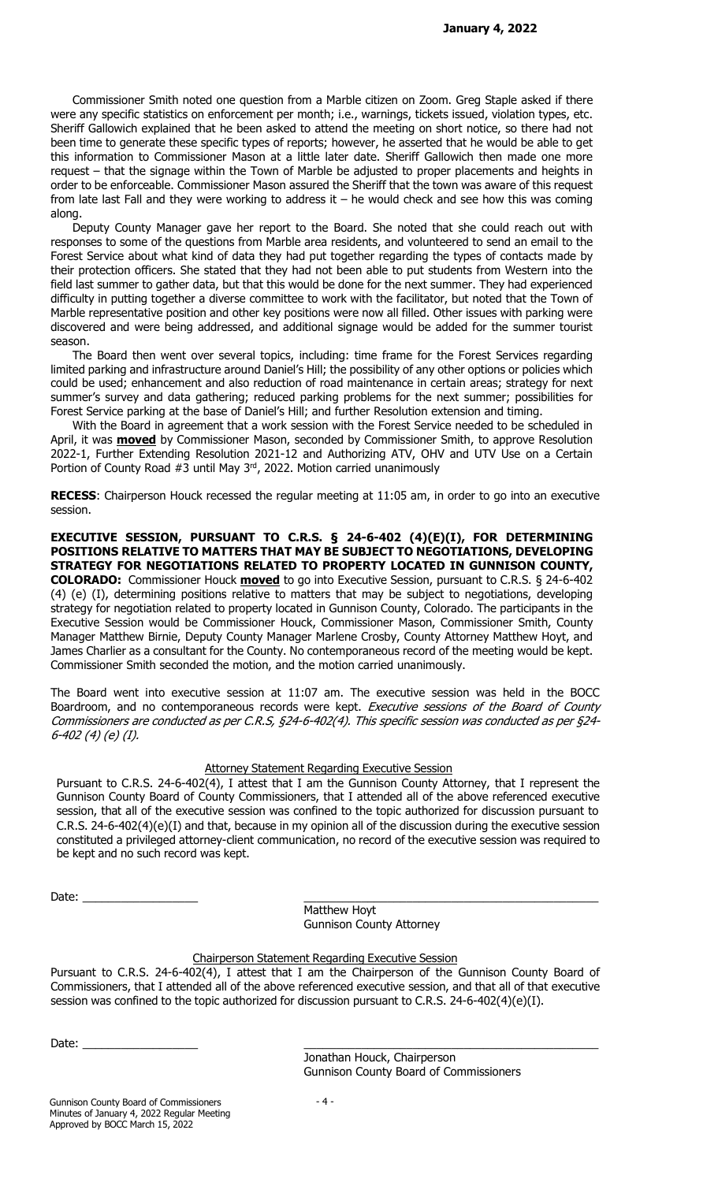Commissioner Smith noted one question from a Marble citizen on Zoom. Greg Staple asked if there were any specific statistics on enforcement per month; i.e., warnings, tickets issued, violation types, etc. Sheriff Gallowich explained that he been asked to attend the meeting on short notice, so there had not been time to generate these specific types of reports; however, he asserted that he would be able to get this information to Commissioner Mason at a little later date. Sheriff Gallowich then made one more request – that the signage within the Town of Marble be adjusted to proper placements and heights in order to be enforceable. Commissioner Mason assured the Sheriff that the town was aware of this request from late last Fall and they were working to address it – he would check and see how this was coming along.

Deputy County Manager gave her report to the Board. She noted that she could reach out with responses to some of the questions from Marble area residents, and volunteered to send an email to the Forest Service about what kind of data they had put together regarding the types of contacts made by their protection officers. She stated that they had not been able to put students from Western into the field last summer to gather data, but that this would be done for the next summer. They had experienced difficulty in putting together a diverse committee to work with the facilitator, but noted that the Town of Marble representative position and other key positions were now all filled. Other issues with parking were discovered and were being addressed, and additional signage would be added for the summer tourist season.

The Board then went over several topics, including: time frame for the Forest Services regarding limited parking and infrastructure around Daniel's Hill; the possibility of any other options or policies which could be used; enhancement and also reduction of road maintenance in certain areas; strategy for next summer's survey and data gathering; reduced parking problems for the next summer; possibilities for Forest Service parking at the base of Daniel's Hill; and further Resolution extension and timing.

With the Board in agreement that a work session with the Forest Service needed to be scheduled in April, it was **moved** by Commissioner Mason, seconded by Commissioner Smith, to approve Resolution 2022-1, Further Extending Resolution 2021-12 and Authorizing ATV, OHV and UTV Use on a Certain Portion of County Road #3 until May 3rd, 2022. Motion carried unanimously

**RECESS**: Chairperson Houck recessed the regular meeting at 11:05 am, in order to go into an executive session.

**EXECUTIVE SESSION, PURSUANT TO C.R.S. § 24-6-402 (4)(E)(I), FOR DETERMINING POSITIONS RELATIVE TO MATTERS THAT MAY BE SUBJECT TO NEGOTIATIONS, DEVELOPING STRATEGY FOR NEGOTIATIONS RELATED TO PROPERTY LOCATED IN GUNNISON COUNTY, COLORADO:** Commissioner Houck **moved** to go into Executive Session, pursuant to C.R.S. § 24-6-402 (4) (e) (I), determining positions relative to matters that may be subject to negotiations, developing strategy for negotiation related to property located in Gunnison County, Colorado. The participants in the Executive Session would be Commissioner Houck, Commissioner Mason, Commissioner Smith, County Manager Matthew Birnie, Deputy County Manager Marlene Crosby, County Attorney Matthew Hoyt, and James Charlier as a consultant for the County. No contemporaneous record of the meeting would be kept. Commissioner Smith seconded the motion, and the motion carried unanimously.

The Board went into executive session at 11:07 am. The executive session was held in the BOCC Boardroom, and no contemporaneous records were kept. *Executive sessions of the Board of County Commissioners are conducted as per C.R.S, §24-6-402(4). This specific session was conducted as per §24-6-402 (4) (e) (I).*

Attorney Statement Regarding Executive Session

Pursuant to C.R.S. 24-6-402(4), I attest that I am the Gunnison County Attorney, that I represent the Gunnison County Board of County Commissioners, that I attended all of the above referenced executive session, that all of the executive session was confined to the topic authorized for discussion pursuant to C.R.S. 24-6-402(4)(e)(I) and that, because in my opinion all of the discussion during the executive session constituted a privileged attorney-client communication, no record of the executive session was required to be kept and no such record was kept.

Date: ________________ ______________________________________

Matthew Hoyt
Gunnison County Attorney

Chairperson Statement Regarding Executive Session

Pursuant to C.R.S. 24-6-402(4), I attest that I am the Chairperson of the Gunnison County Board of Commissioners, that I attended all of the above referenced executive session, and that all of that executive session was confined to the topic authorized for discussion pursuant to C.R.S. 24-6-402(4)(e)(I).

Date: ________________ ______________________________________

Jonathan Houck, Chairperson
Gunnison County Board of Commissioners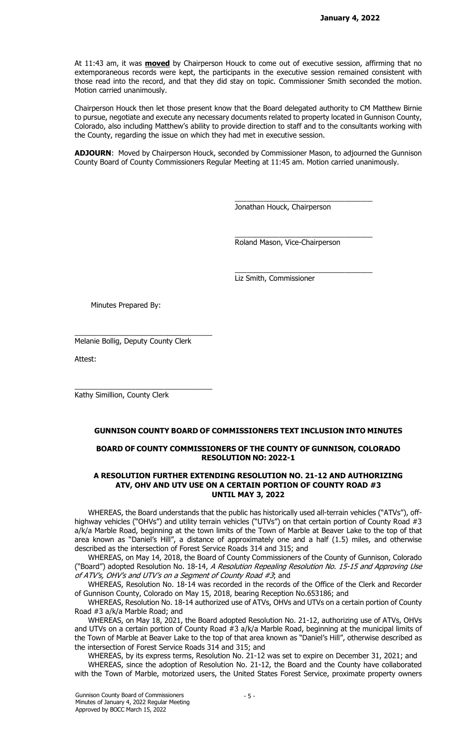At 11:43 am, it was **moved** by Chairperson Houck to come out of executive session, affirming that no extemporaneous records were kept, the participants in the executive session remained consistent with those read into the record, and that they did stay on topic. Commissioner Smith seconded the motion. Motion carried unanimously.

Chairperson Houck then let those present know that the Board delegated authority to CM Matthew Birnie to pursue, negotiate and execute any necessary documents related to property located in Gunnison County, Colorado, also including Matthew's ability to provide direction to staff and to the consultants working with the County, regarding the issue on which they had met in executive session.

**ADJOURN**: Moved by Chairperson Houck, seconded by Commissioner Mason, to adjourned the Gunnison County Board of County Commissioners Regular Meeting at 11:45 am. Motion carried unanimously.

\_\_\_\_\_\_\_\_\_\_\_\_\_\_\_\_\_\_\_\_\_\_\_\_\_\_\_\_\_\_\_\_\_\_\_
Jonathan Houck, Chairperson

\_\_\_\_\_\_\_\_\_\_\_\_\_\_\_\_\_\_\_\_\_\_\_\_\_\_\_\_\_\_\_\_\_\_\_
Roland Mason, Vice-Chairperson

\_\_\_\_\_\_\_\_\_\_\_\_\_\_\_\_\_\_\_\_\_\_\_\_\_\_\_\_\_\_\_\_\_\_\_
Liz Smith, Commissioner

Minutes Prepared By:

\_\_\_\_\_\_\_\_\_\_\_\_\_\_\_\_\_\_\_\_\_\_\_\_\_\_\_\_\_\_\_\_\_\_\_
Melanie Bollig, Deputy County Clerk

Attest:

\_\_\_\_\_\_\_\_\_\_\_\_\_\_\_\_\_\_\_\_\_\_\_\_\_\_\_\_\_\_\_\_\_\_\_
Kathy Simillion, County Clerk

## GUNNISON COUNTY BOARD OF COMMISSIONERS TEXT INCLUSION INTO MINUTES

## BOARD OF COUNTY COMMISSIONERS OF THE COUNTY OF GUNNISON, COLORADO RESOLUTION NO: 2022-1

## A RESOLUTION FURTHER EXTENDING RESOLUTION NO. 21-12 AND AUTHORIZING ATV, OHV AND UTV USE ON A CERTAIN PORTION OF COUNTY ROAD #3 UNTIL MAY 3, 2022

WHEREAS, the Board understands that the public has historically used all-terrain vehicles ("ATVs"), off-highway vehicles ("OHVs") and utility terrain vehicles ("UTVs") on that certain portion of County Road #3 a/k/a Marble Road, beginning at the town limits of the Town of Marble at Beaver Lake to the top of that area known as "Daniel's Hill", a distance of approximately one and a half (1.5) miles, and otherwise described as the intersection of Forest Service Roads 314 and 315; and

WHEREAS, on May 14, 2018, the Board of County Commissioners of the County of Gunnison, Colorado ("Board") adopted Resolution No. 18-14, *A Resolution Repealing Resolution No. 15-15 and Approving Use of ATV's, OHV's and UTV's on a Segment of County Road #3*; and

WHEREAS, Resolution No. 18-14 was recorded in the records of the Office of the Clerk and Recorder of Gunnison County, Colorado on May 15, 2018, bearing Reception No.653186; and

WHEREAS, Resolution No. 18-14 authorized use of ATVs, OHVs and UTVs on a certain portion of County Road #3 a/k/a Marble Road; and

WHEREAS, on May 18, 2021, the Board adopted Resolution No. 21-12, authorizing use of ATVs, OHVs and UTVs on a certain portion of County Road #3 a/k/a Marble Road, beginning at the municipal limits of the Town of Marble at Beaver Lake to the top of that area known as "Daniel's Hill", otherwise described as the intersection of Forest Service Roads 314 and 315; and

WHEREAS, by its express terms, Resolution No. 21-12 was set to expire on December 31, 2021; and

WHEREAS, since the adoption of Resolution No. 21-12, the Board and the County have collaborated with the Town of Marble, motorized users, the United States Forest Service, proximate property owners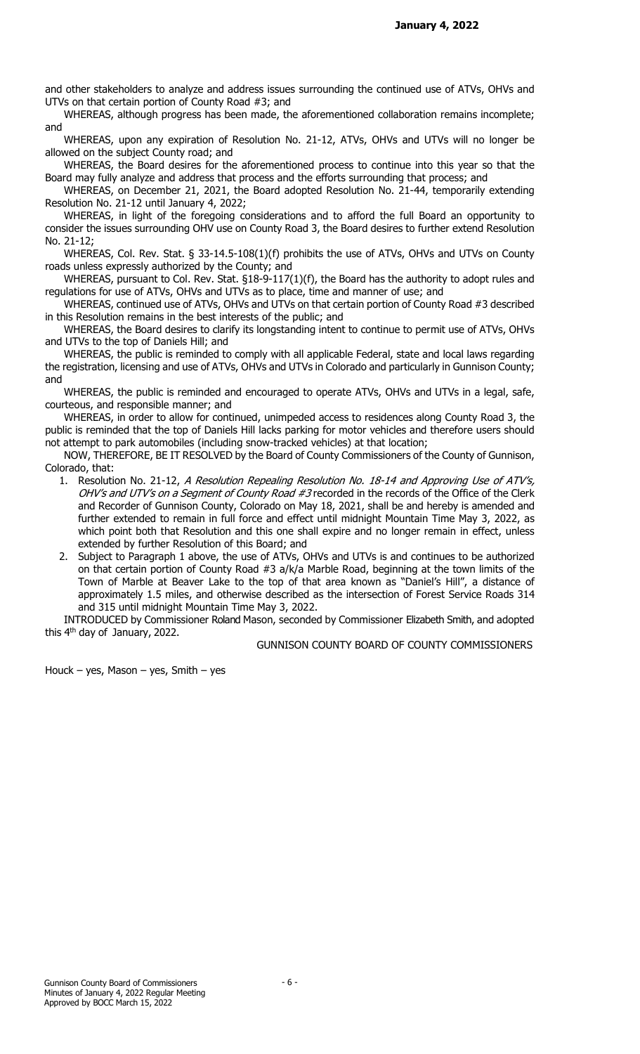and other stakeholders to analyze and address issues surrounding the continued use of ATVs, OHVs and UTVs on that certain portion of County Road #3; and

WHEREAS, although progress has been made, the aforementioned collaboration remains incomplete; and

WHEREAS, upon any expiration of Resolution No. 21-12, ATVs, OHVs and UTVs will no longer be allowed on the subject County road; and

WHEREAS, the Board desires for the aforementioned process to continue into this year so that the Board may fully analyze and address that process and the efforts surrounding that process; and

WHEREAS, on December 21, 2021, the Board adopted Resolution No. 21-44, temporarily extending Resolution No. 21-12 until January 4, 2022;

WHEREAS, in light of the foregoing considerations and to afford the full Board an opportunity to consider the issues surrounding OHV use on County Road 3, the Board desires to further extend Resolution No. 21-12;

WHEREAS, Col. Rev. Stat. § 33-14.5-108(1)(f) prohibits the use of ATVs, OHVs and UTVs on County roads unless expressly authorized by the County; and

WHEREAS, pursuant to Col. Rev. Stat. §18-9-117(1)(f), the Board has the authority to adopt rules and regulations for use of ATVs, OHVs and UTVs as to place, time and manner of use; and

WHEREAS, continued use of ATVs, OHVs and UTVs on that certain portion of County Road #3 described in this Resolution remains in the best interests of the public; and

WHEREAS, the Board desires to clarify its longstanding intent to continue to permit use of ATVs, OHVs and UTVs to the top of Daniels Hill; and

WHEREAS, the public is reminded to comply with all applicable Federal, state and local laws regarding the registration, licensing and use of ATVs, OHVs and UTVs in Colorado and particularly in Gunnison County; and

WHEREAS, the public is reminded and encouraged to operate ATVs, OHVs and UTVs in a legal, safe, courteous, and responsible manner; and

WHEREAS, in order to allow for continued, unimpeded access to residences along County Road 3, the public is reminded that the top of Daniels Hill lacks parking for motor vehicles and therefore users should not attempt to park automobiles (including snow-tracked vehicles) at that location;

NOW, THEREFORE, BE IT RESOLVED by the Board of County Commissioners of the County of Gunnison, Colorado, that:

1. Resolution No. 21-12, *A Resolution Repealing Resolution No. 18-14 and Approving Use of ATV's, OHV's and UTV's on a Segment of County Road #3* recorded in the records of the Office of the Clerk and Recorder of Gunnison County, Colorado on May 18, 2021, shall be and hereby is amended and further extended to remain in full force and effect until midnight Mountain Time May 3, 2022, as which point both that Resolution and this one shall expire and no longer remain in effect, unless extended by further Resolution of this Board; and
2. Subject to Paragraph 1 above, the use of ATVs, OHVs and UTVs is and continues to be authorized on that certain portion of County Road #3 a/k/a Marble Road, beginning at the town limits of the Town of Marble at Beaver Lake to the top of that area known as "Daniel's Hill", a distance of approximately 1.5 miles, and otherwise described as the intersection of Forest Service Roads 314 and 315 until midnight Mountain Time May 3, 2022.

INTRODUCED by Commissioner Roland Mason, seconded by Commissioner Elizabeth Smith, and adopted this 4th day of January, 2022.

GUNNISON COUNTY BOARD OF COUNTY COMMISSIONERS

Houck – yes, Mason – yes, Smith – yes